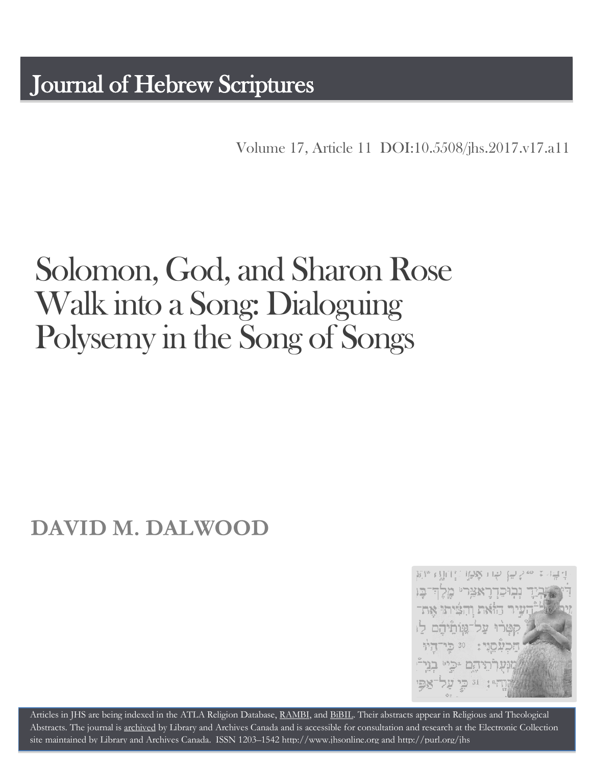# Journal of Hebrew Scriptures

Volume 17, Article 11 DOI:10.5508/jhs.2017.v17.a11

# Solomon, God, and Sharon Rose Walk into a Song: Dialoguing Polysemy in the Song of Songs

## DAVID M. DALWOOD

Articles in JHS are being indexed in the ATLA Religion Database, RAMBI, and BiBIL. Their abstracts appear in Religious and Theological Abstracts. The journal is archived by Library and Archives Canada and is accessible for consultation and research at the Electronic Collection site maintained by Library and Archives Canada. ISSN 1203–1542 http://www.jhsonline.org and http://purl.org/jhs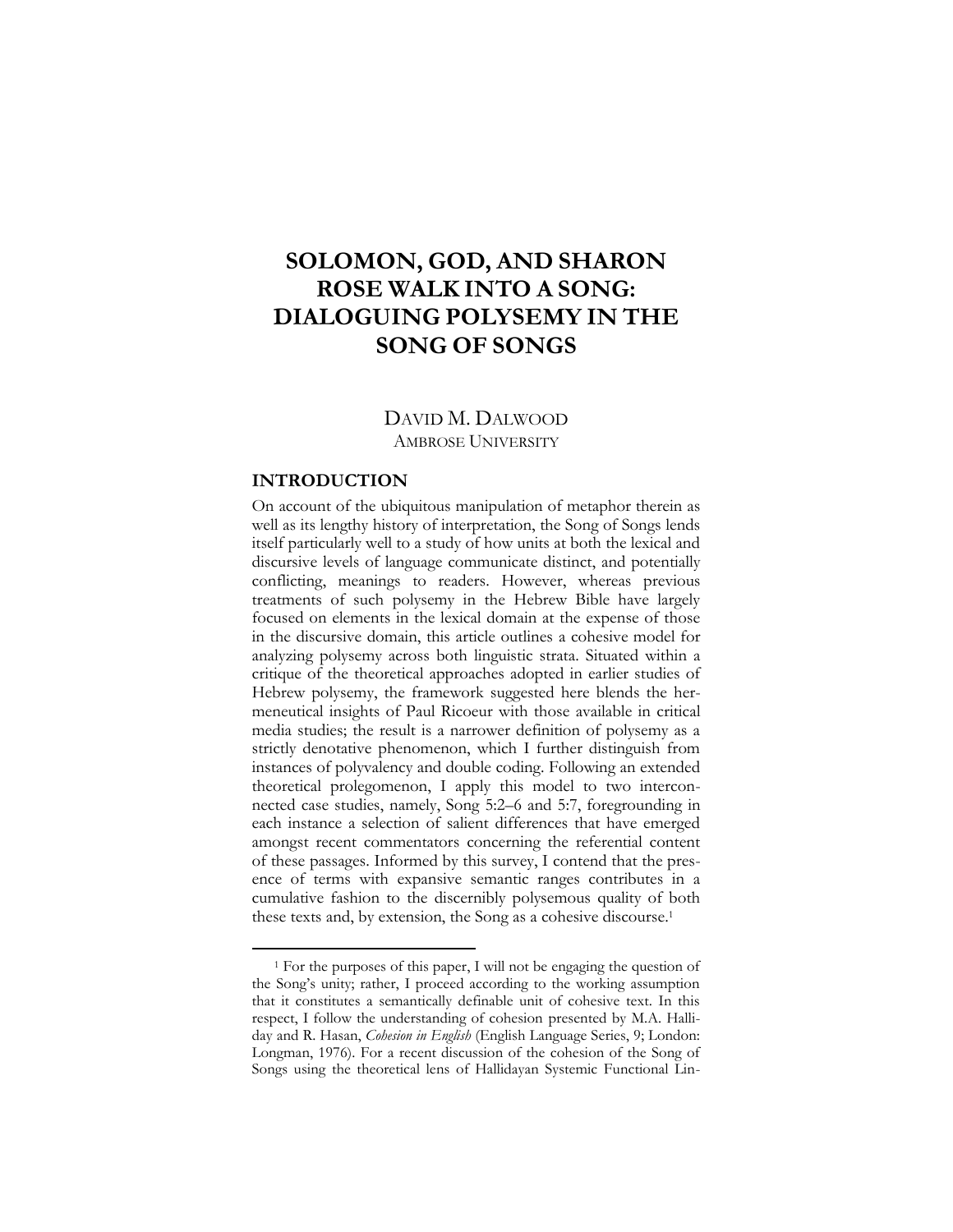# SOLOMON, GOD, AND SHARON ROSE WALK INTO A SONG: DIALOGUING POLYSEMY IN THE SONG OF SONGS

DAVID M. DALWOOD
AMBROSE UNIVERSITY

## INTRODUCTION

On account of the ubiquitous manipulation of metaphor therein as well as its lengthy history of interpretation, the Song of Songs lends itself particularly well to a study of how units at both the lexical and discursive levels of language communicate distinct, and potentially conflicting, meanings to readers. However, whereas previous treatments of such polysemy in the Hebrew Bible have largely focused on elements in the lexical domain at the expense of those in the discursive domain, this article outlines a cohesive model for analyzing polysemy across both linguistic strata. Situated within a critique of the theoretical approaches adopted in earlier studies of Hebrew polysemy, the framework suggested here blends the hermeneutical insights of Paul Ricoeur with those available in critical media studies; the result is a narrower definition of polysemy as a strictly denotative phenomenon, which I further distinguish from instances of polyvalency and double coding. Following an extended theoretical prolegomenon, I apply this model to two interconnected case studies, namely, Song 5:2–6 and 5:7, foregrounding in each instance a selection of salient differences that have emerged amongst recent commentators concerning the referential content of these passages. Informed by this survey, I contend that the presence of terms with expansive semantic ranges contributes in a cumulative fashion to the discernibly polysemous quality of both these texts and, by extension, the Song as a cohesive discourse.[1]

[1] For the purposes of this paper, I will not be engaging the question of the Song's unity; rather, I proceed according to the working assumption that it constitutes a semantically definable unit of cohesive text. In this respect, I follow the understanding of cohesion presented by M.A. Halliday and R. Hasan, *Cohesion in English* (English Language Series, 9; London: Longman, 1976). For a recent discussion of the cohesion of the Song of Songs using the theoretical lens of Hallidayan Systemic Functional Lin-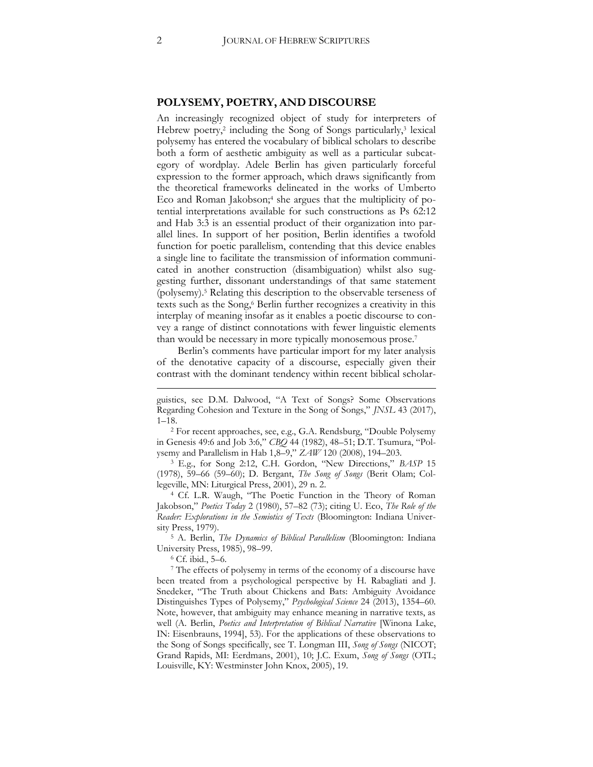## POLYSEMY, POETRY, AND DISCOURSE

An increasingly recognized object of study for interpreters of Hebrew poetry,[2] including the Song of Songs particularly,[3] lexical polysemy has entered the vocabulary of biblical scholars to describe both a form of aesthetic ambiguity as well as a particular subcategory of wordplay. Adele Berlin has given particularly forceful expression to the former approach, which draws significantly from the theoretical frameworks delineated in the works of Umberto Eco and Roman Jakobson;[4] she argues that the multiplicity of potential interpretations available for such constructions as Ps 62:12 and Hab 3:3 is an essential product of their organization into parallel lines. In support of her position, Berlin identifies a twofold function for poetic parallelism, contending that this device enables a single line to facilitate the transmission of information communicated in another construction (disambiguation) whilst also suggesting further, dissonant understandings of that same statement (polysemy).[5] Relating this description to the observable terseness of texts such as the Song,[6] Berlin further recognizes a creativity in this interplay of meaning insofar as it enables a poetic discourse to convey a range of distinct connotations with fewer linguistic elements than would be necessary in more typically monosemous prose.[7]

Berlin's comments have particular import for my later analysis of the denotative capacity of a discourse, especially given their contrast with the dominant tendency within recent biblical scholar-

---

guistics, see D.M. Dalwood, "A Text of Songs? Some Observations Regarding Cohesion and Texture in the Song of Songs," *JNSL* 43 (2017), 1–18.

[2] For recent approaches, see, e.g., G.A. Rendsburg, "Double Polysemy in Genesis 49:6 and Job 3:6," *CBQ* 44 (1982), 48–51; D.T. Tsumura, "Polysemy and Parallelism in Hab 1,8–9," *ZAW* 120 (2008), 194–203.

[3] E.g., for Song 2:12, C.H. Gordon, "New Directions," *BASP* 15 (1978), 59–66 (59–60); D. Bergant, *The Song of Songs* (Berit Olam; Collegeville, MN: Liturgical Press, 2001), 29 n. 2.

[4] Cf. L.R. Waugh, "The Poetic Function in the Theory of Roman Jakobson," *Poetics Today* 2 (1980), 57–82 (73); citing U. Eco, *The Role of the Reader: Explorations in the Semiotics of Texts* (Bloomington: Indiana University Press, 1979).

[5] A. Berlin, *The Dynamics of Biblical Parallelism* (Bloomington: Indiana University Press, 1985), 98–99.

[6] Cf. ibid., 5–6.

[7] The effects of polysemy in terms of the economy of a discourse have been treated from a psychological perspective by H. Rabagliati and J. Snedeker, "The Truth about Chickens and Bats: Ambiguity Avoidance Distinguishes Types of Polysemy," *Psychological Science* 24 (2013), 1354–60. Note, however, that ambiguity may enhance meaning in narrative texts, as well (A. Berlin, *Poetics and Interpretation of Biblical Narrative* [Winona Lake, IN: Eisenbrauns, 1994], 53). For the applications of these observations to the Song of Songs specifically, see T. Longman III, *Song of Songs* (NICOT; Grand Rapids, MI: Eerdmans, 2001), 10; J.C. Exum, *Song of Songs* (OTL; Louisville, KY: Westminster John Knox, 2005), 19.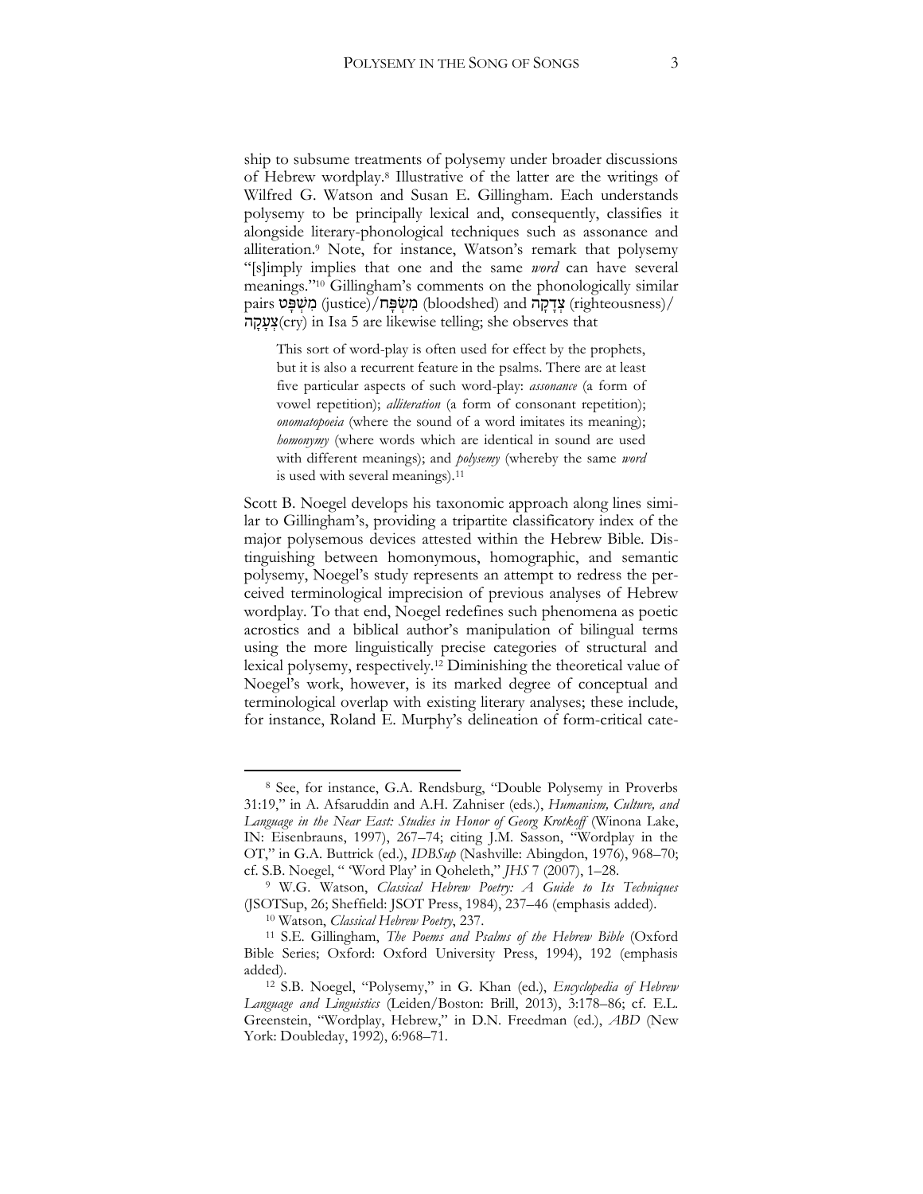ship to subsume treatments of polysemy under broader discussions of Hebrew wordplay.[8] Illustrative of the latter are the writings of Wilfred G. Watson and Susan E. Gillingham. Each understands polysemy to be principally lexical and, consequently, classifies it alongside literary-phonological techniques such as assonance and alliteration.[9] Note, for instance, Watson's remark that polysemy "[s]imply implies that one and the same *word* can have several meanings."[10] Gillingham's comments on the phonologically similar pairs מִשְׁפָּט (justice)/מִשְׂפָּח (bloodshed) and צְדָקָה (righteousness)/צְעָקָה(cry) in Isa 5 are likewise telling; she observes that

> This sort of word-play is often used for effect by the prophets, but it is also a recurrent feature in the psalms. There are at least five particular aspects of such word-play: *assonance* (a form of vowel repetition); *alliteration* (a form of consonant repetition); *onomatopoeia* (where the sound of a word imitates its meaning); *homonymy* (where words which are identical in sound are used with different meanings); and *polysemy* (whereby the same *word* is used with several meanings).[11]

Scott B. Noegel develops his taxonomic approach along lines similar to Gillingham's, providing a tripartite classificatory index of the major polysemous devices attested within the Hebrew Bible. Distinguishing between homonymous, homographic, and semantic polysemy, Noegel's study represents an attempt to redress the perceived terminological imprecision of previous analyses of Hebrew wordplay. To that end, Noegel redefines such phenomena as poetic acrostics and a biblical author's manipulation of bilingual terms using the more linguistically precise categories of structural and lexical polysemy, respectively.[12] Diminishing the theoretical value of Noegel's work, however, is its marked degree of conceptual and terminological overlap with existing literary analyses; these include, for instance, Roland E. Murphy's delineation of form-critical cate-

---

[8] See, for instance, G.A. Rendsburg, "Double Polysemy in Proverbs 31:19," in A. Afsaruddin and A.H. Zahniser (eds.), *Humanism, Culture, and Language in the Near East: Studies in Honor of Georg Krotkoff* (Winona Lake, IN: Eisenbrauns, 1997), 267–74; citing J.M. Sasson, "Wordplay in the OT," in G.A. Buttrick (ed.), *IDBSup* (Nashville: Abingdon, 1976), 968–70; cf. S.B. Noegel, " 'Word Play' in Qoheleth," *JHS* 7 (2007), 1–28.

[9] W.G. Watson, *Classical Hebrew Poetry: A Guide to Its Techniques* (JSOTSup, 26; Sheffield: JSOT Press, 1984), 237–46 (emphasis added).

[10] Watson, *Classical Hebrew Poetry*, 237.

[11] S.E. Gillingham, *The Poems and Psalms of the Hebrew Bible* (Oxford Bible Series; Oxford: Oxford University Press, 1994), 192 (emphasis added).

[12] S.B. Noegel, "Polysemy," in G. Khan (ed.), *Encyclopedia of Hebrew Language and Linguistics* (Leiden/Boston: Brill, 2013), 3:178–86; cf. E.L. Greenstein, "Wordplay, Hebrew," in D.N. Freedman (ed.), *ABD* (New York: Doubleday, 1992), 6:968–71.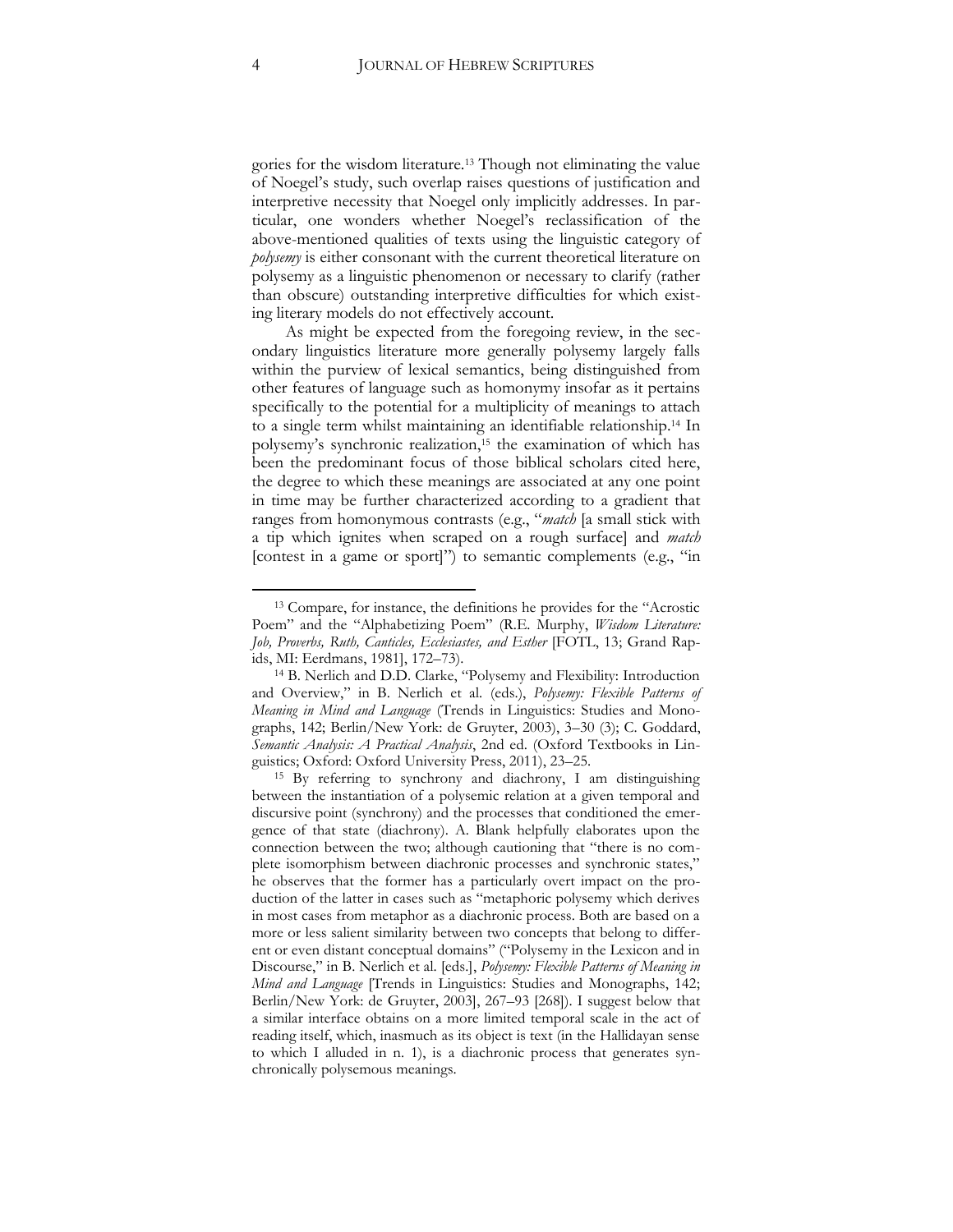gories for the wisdom literature.[13] Though not eliminating the value of Noegel's study, such overlap raises questions of justification and interpretive necessity that Noegel only implicitly addresses. In particular, one wonders whether Noegel's reclassification of the above-mentioned qualities of texts using the linguistic category of *polysemy* is either consonant with the current theoretical literature on polysemy as a linguistic phenomenon or necessary to clarify (rather than obscure) outstanding interpretive difficulties for which existing literary models do not effectively account.

As might be expected from the foregoing review, in the secondary linguistics literature more generally polysemy largely falls within the purview of lexical semantics, being distinguished from other features of language such as homonymy insofar as it pertains specifically to the potential for a multiplicity of meanings to attach to a single term whilst maintaining an identifiable relationship.[14] In polysemy's synchronic realization,[15] the examination of which has been the predominant focus of those biblical scholars cited here, the degree to which these meanings are associated at any one point in time may be further characterized according to a gradient that ranges from homonymous contrasts (e.g., "*match* [a small stick with a tip which ignites when scraped on a rough surface] and *match* [contest in a game or sport]") to semantic complements (e.g., "in

---

[13] Compare, for instance, the definitions he provides for the "Acrostic Poem" and the "Alphabetizing Poem" (R.E. Murphy, *Wisdom Literature: Job, Proverbs, Ruth, Canticles, Ecclesiastes, and Esther* [FOTL, 13; Grand Rapids, MI: Eerdmans, 1981], 172–73).

[14] B. Nerlich and D.D. Clarke, "Polysemy and Flexibility: Introduction and Overview," in B. Nerlich et al. (eds.), *Polysemy: Flexible Patterns of Meaning in Mind and Language* (Trends in Linguistics: Studies and Monographs, 142; Berlin/New York: de Gruyter, 2003), 3–30 (3); C. Goddard, *Semantic Analysis: A Practical Analysis*, 2nd ed. (Oxford Textbooks in Linguistics; Oxford: Oxford University Press, 2011), 23–25.

[15] By referring to synchrony and diachrony, I am distinguishing between the instantiation of a polysemic relation at a given temporal and discursive point (synchrony) and the processes that conditioned the emergence of that state (diachrony). A. Blank helpfully elaborates upon the connection between the two; although cautioning that "there is no complete isomorphism between diachronic processes and synchronic states," he observes that the former has a particularly overt impact on the production of the latter in cases such as "metaphoric polysemy which derives in most cases from metaphor as a diachronic process. Both are based on a more or less salient similarity between two concepts that belong to different or even distant conceptual domains" ("Polysemy in the Lexicon and in Discourse," in B. Nerlich et al. [eds.], *Polysemy: Flexible Patterns of Meaning in Mind and Language* [Trends in Linguistics: Studies and Monographs, 142; Berlin/New York: de Gruyter, 2003], 267–93 [268]). I suggest below that a similar interface obtains on a more limited temporal scale in the act of reading itself, which, inasmuch as its object is text (in the Hallidayan sense to which I alluded in n. 1), is a diachronic process that generates synchronically polysemous meanings.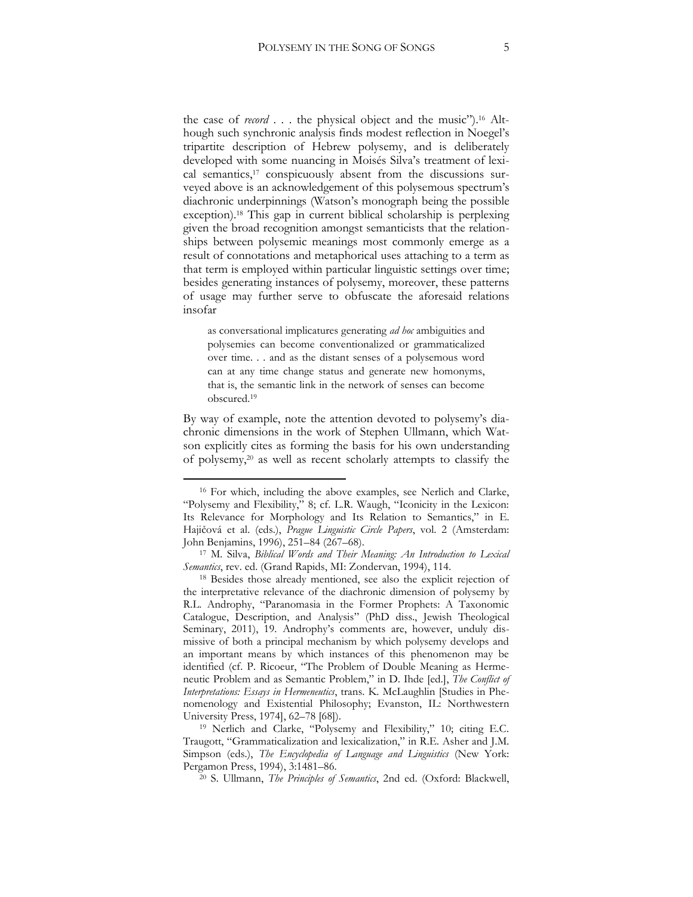the case of *record* . . . the physical object and the music").[16] Although such synchronic analysis finds modest reflection in Noegel's tripartite description of Hebrew polysemy, and is deliberately developed with some nuancing in Moisés Silva's treatment of lexical semantics,[17] conspicuously absent from the discussions surveyed above is an acknowledgement of this polysemous spectrum's diachronic underpinnings (Watson's monograph being the possible exception).[18] This gap in current biblical scholarship is perplexing given the broad recognition amongst semanticists that the relationships between polysemic meanings most commonly emerge as a result of connotations and metaphorical uses attaching to a term as that term is employed within particular linguistic settings over time; besides generating instances of polysemy, moreover, these patterns of usage may further serve to obfuscate the aforesaid relations insofar

> as conversational implicatures generating *ad hoc* ambiguities and polysemies can become conventionalized or grammaticalized over time. . . and as the distant senses of a polysemous word can at any time change status and generate new homonyms, that is, the semantic link in the network of senses can become obscured.[19]

By way of example, note the attention devoted to polysemy's diachronic dimensions in the work of Stephen Ullmann, which Watson explicitly cites as forming the basis for his own understanding of polysemy,[20] as well as recent scholarly attempts to classify the

---

[16] For which, including the above examples, see Nerlich and Clarke, "Polysemy and Flexibility," 8; cf. L.R. Waugh, "Iconicity in the Lexicon: Its Relevance for Morphology and Its Relation to Semantics," in E. Hajičová et al. (eds.), *Prague Linguistic Circle Papers*, vol. 2 (Amsterdam: John Benjamins, 1996), 251–84 (267–68).

[17] M. Silva, *Biblical Words and Their Meaning: An Introduction to Lexical Semantics*, rev. ed. (Grand Rapids, MI: Zondervan, 1994), 114.

[18] Besides those already mentioned, see also the explicit rejection of the interpretative relevance of the diachronic dimension of polysemy by R.L. Androphy, "Paranomasia in the Former Prophets: A Taxonomic Catalogue, Description, and Analysis" (PhD diss., Jewish Theological Seminary, 2011), 19. Androphy's comments are, however, unduly dismissive of both a principal mechanism by which polysemy develops and an important means by which instances of this phenomenon may be identified (cf. P. Ricoeur, "The Problem of Double Meaning as Hermeneutic Problem and as Semantic Problem," in D. Ihde [ed.], *The Conflict of Interpretations: Essays in Hermeneutics*, trans. K. McLaughlin [Studies in Phenomenology and Existential Philosophy; Evanston, IL: Northwestern University Press, 1974], 62–78 [68]).

[19] Nerlich and Clarke, "Polysemy and Flexibility," 10; citing E.C. Traugott, "Grammaticalization and lexicalization," in R.E. Asher and J.M. Simpson (eds.), *The Encyclopedia of Language and Linguistics* (New York: Pergamon Press, 1994), 3:1481–86.

[20] S. Ullmann, *The Principles of Semantics*, 2nd ed. (Oxford: Blackwell,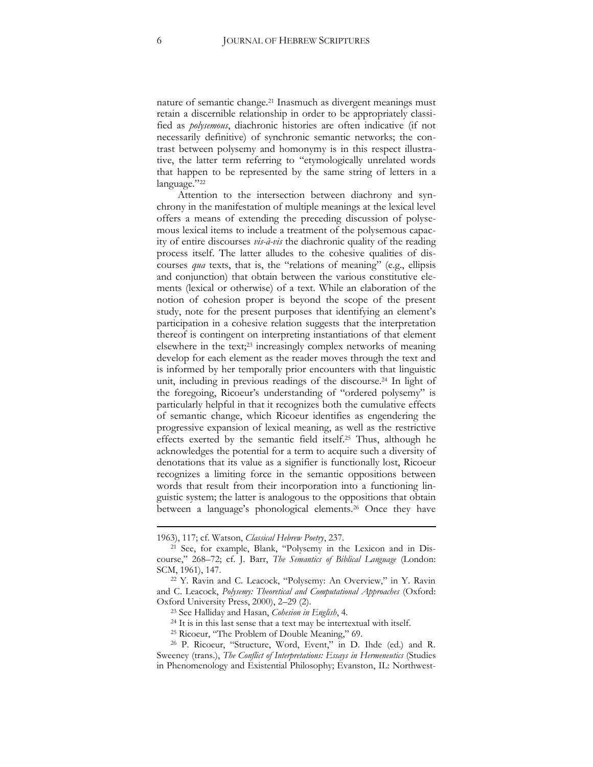nature of semantic change.[21] Inasmuch as divergent meanings must retain a discernible relationship in order to be appropriately classified as *polysemous*, diachronic histories are often indicative (if not necessarily definitive) of synchronic semantic networks; the contrast between polysemy and homonymy is in this respect illustrative, the latter term referring to "etymologically unrelated words that happen to be represented by the same string of letters in a language."[22]

Attention to the intersection between diachrony and synchrony in the manifestation of multiple meanings at the lexical level offers a means of extending the preceding discussion of polysemous lexical items to include a treatment of the polysemous capacity of entire discourses *vis-à-vis* the diachronic quality of the reading process itself. The latter alludes to the cohesive qualities of discourses *qua* texts, that is, the "relations of meaning" (e.g., ellipsis and conjunction) that obtain between the various constitutive elements (lexical or otherwise) of a text. While an elaboration of the notion of cohesion proper is beyond the scope of the present study, note for the present purposes that identifying an element's participation in a cohesive relation suggests that the interpretation thereof is contingent on interpreting instantiations of that element elsewhere in the text;[23] increasingly complex networks of meaning develop for each element as the reader moves through the text and is informed by her temporally prior encounters with that linguistic unit, including in previous readings of the discourse.[24] In light of the foregoing, Ricoeur's understanding of "ordered polysemy" is particularly helpful in that it recognizes both the cumulative effects of semantic change, which Ricoeur identifies as engendering the progressive expansion of lexical meaning, as well as the restrictive effects exerted by the semantic field itself.[25] Thus, although he acknowledges the potential for a term to acquire such a diversity of denotations that its value as a signifier is functionally lost, Ricoeur recognizes a limiting force in the semantic oppositions between words that result from their incorporation into a functioning linguistic system; the latter is analogous to the oppositions that obtain between a language's phonological elements.[26] Once they have

---

1963), 117; cf. Watson, *Classical Hebrew Poetry*, 237.

[21] See, for example, Blank, "Polysemy in the Lexicon and in Discourse," 268–72; cf. J. Barr, *The Semantics of Biblical Language* (London: SCM, 1961), 147.

[22] Y. Ravin and C. Leacock, "Polysemy: An Overview," in Y. Ravin and C. Leacock, *Polysemy: Theoretical and Computational Approaches* (Oxford: Oxford University Press, 2000), 2–29 (2).

[23] See Halliday and Hasan, *Cohesion in English*, 4.

[24] It is in this last sense that a text may be intertextual with itself.

[25] Ricoeur, "The Problem of Double Meaning," 69.

[26] P. Ricoeur, "Structure, Word, Event," in D. Ihde (ed.) and R. Sweeney (trans.), *The Conflict of Interpretations: Essays in Hermeneutics* (Studies in Phenomenology and Existential Philosophy; Evanston, IL: Northwest-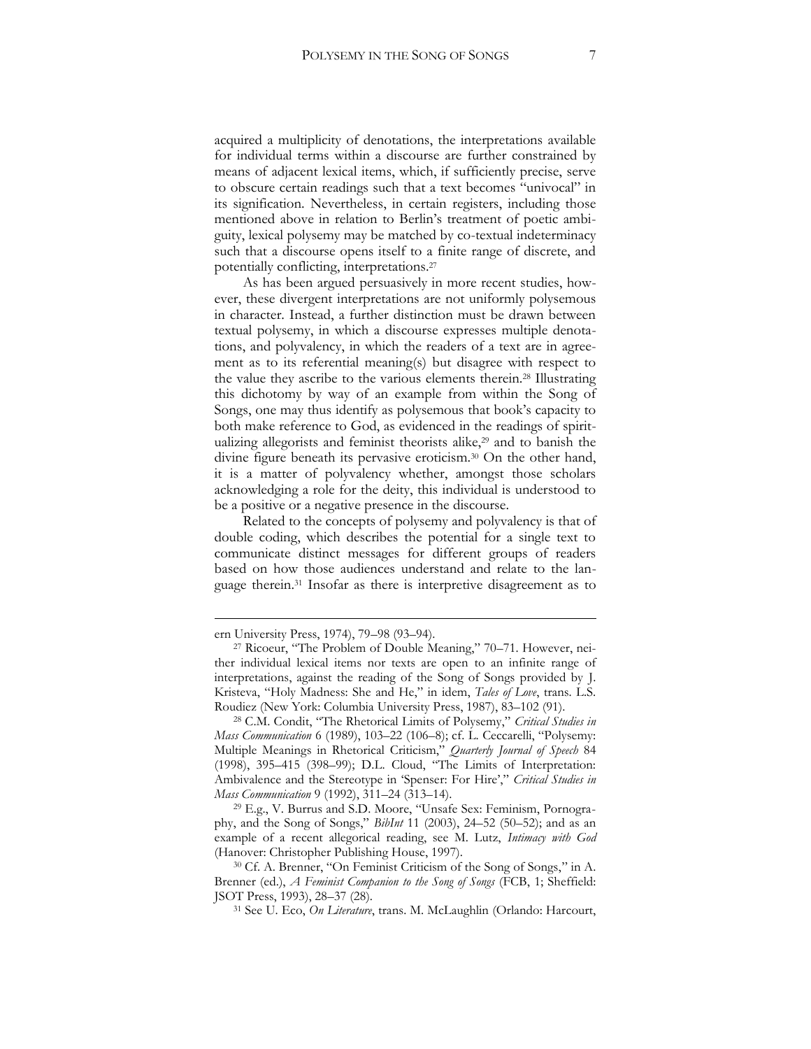acquired a multiplicity of denotations, the interpretations available for individual terms within a discourse are further constrained by means of adjacent lexical items, which, if sufficiently precise, serve to obscure certain readings such that a text becomes "univocal" in its signification. Nevertheless, in certain registers, including those mentioned above in relation to Berlin's treatment of poetic ambiguity, lexical polysemy may be matched by co-textual indeterminacy such that a discourse opens itself to a finite range of discrete, and potentially conflicting, interpretations.[27]

As has been argued persuasively in more recent studies, however, these divergent interpretations are not uniformly polysemous in character. Instead, a further distinction must be drawn between textual polysemy, in which a discourse expresses multiple denotations, and polyvalency, in which the readers of a text are in agreement as to its referential meaning(s) but disagree with respect to the value they ascribe to the various elements therein.[28] Illustrating this dichotomy by way of an example from within the Song of Songs, one may thus identify as polysemous that book's capacity to both make reference to God, as evidenced in the readings of spiritualizing allegorists and feminist theorists alike,[29] and to banish the divine figure beneath its pervasive eroticism.[30] On the other hand, it is a matter of polyvalency whether, amongst those scholars acknowledging a role for the deity, this individual is understood to be a positive or a negative presence in the discourse.

Related to the concepts of polysemy and polyvalency is that of double coding, which describes the potential for a single text to communicate distinct messages for different groups of readers based on how those audiences understand and relate to the language therein.[31] Insofar as there is interpretive disagreement as to

---

ern University Press, 1974), 79–98 (93–94).

[27] Ricoeur, "The Problem of Double Meaning," 70–71. However, neither individual lexical items nor texts are open to an infinite range of interpretations, against the reading of the Song of Songs provided by J. Kristeva, "Holy Madness: She and He," in idem, *Tales of Love*, trans. L.S. Roudiez (New York: Columbia University Press, 1987), 83–102 (91).

[28] C.M. Condit, "The Rhetorical Limits of Polysemy," *Critical Studies in Mass Communication* 6 (1989), 103–22 (106–8); cf. L. Ceccarelli, "Polysemy: Multiple Meanings in Rhetorical Criticism," *Quarterly Journal of Speech* 84 (1998), 395–415 (398–99); D.L. Cloud, "The Limits of Interpretation: Ambivalence and the Stereotype in 'Spenser: For Hire'," *Critical Studies in Mass Communication* 9 (1992), 311–24 (313–14).

[29] E.g., V. Burrus and S.D. Moore, "Unsafe Sex: Feminism, Pornography, and the Song of Songs," *BibInt* 11 (2003), 24–52 (50–52); and as an example of a recent allegorical reading, see M. Lutz, *Intimacy with God* (Hanover: Christopher Publishing House, 1997).

[30] Cf. A. Brenner, "On Feminist Criticism of the Song of Songs," in A. Brenner (ed.), *A Feminist Companion to the Song of Songs* (FCB, 1; Sheffield: JSOT Press, 1993), 28–37 (28).

[31] See U. Eco, *On Literature*, trans. M. McLaughlin (Orlando: Harcourt,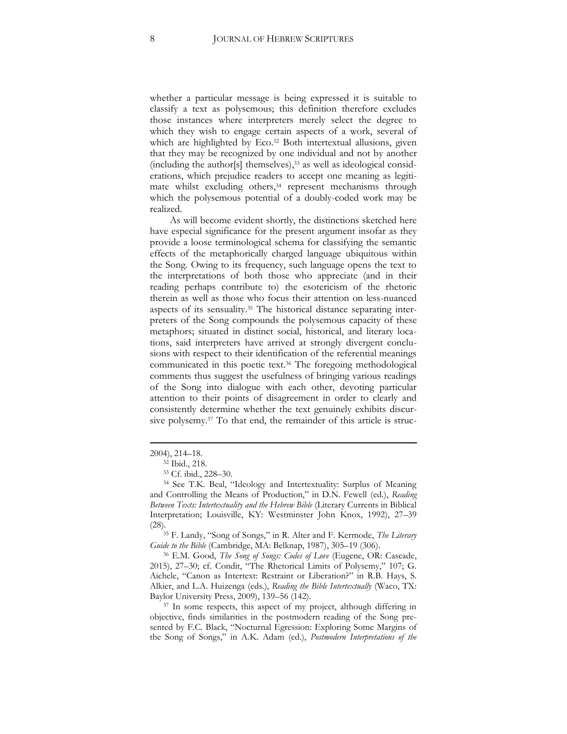whether a particular message is being expressed it is suitable to classify a text as polysemous; this definition therefore excludes those instances where interpreters merely select the degree to which they wish to engage certain aspects of a work, several of which are highlighted by Eco.[32] Both intertextual allusions, given that they may be recognized by one individual and not by another (including the author[s] themselves),[33] as well as ideological considerations, which prejudice readers to accept one meaning as legitimate whilst excluding others,[34] represent mechanisms through which the polysemous potential of a doubly-coded work may be realized.

As will become evident shortly, the distinctions sketched here have especial significance for the present argument insofar as they provide a loose terminological schema for classifying the semantic effects of the metaphorically charged language ubiquitous within the Song. Owing to its frequency, such language opens the text to the interpretations of both those who appreciate (and in their reading perhaps contribute to) the esotericism of the rhetoric therein as well as those who focus their attention on less-nuanced aspects of its sensuality.[35] The historical distance separating interpreters of the Song compounds the polysemous capacity of these metaphors; situated in distinct social, historical, and literary locations, said interpreters have arrived at strongly divergent conclusions with respect to their identification of the referential meanings communicated in this poetic text.[36] The foregoing methodological comments thus suggest the usefulness of bringing various readings of the Song into dialogue with each other, devoting particular attention to their points of disagreement in order to clearly and consistently determine whether the text genuinely exhibits discursive polysemy.[37] To that end, the remainder of this article is struc-

---

2004), 214–18.

[32] Ibid., 218.

[33] Cf. ibid., 228–30.

[34] See T.K. Beal, "Ideology and Intertextuality: Surplus of Meaning and Controlling the Means of Production," in D.N. Fewell (ed.), *Reading Between Texts: Intertextuality and the Hebrew Bible* (Literary Currents in Biblical Interpretation; Louisville, KY: Westminster John Knox, 1992), 27–39 (28).

[35] F. Landy, "Song of Songs," in R. Alter and F. Kermode, *The Literary Guide to the Bible* (Cambridge, MA: Belknap, 1987), 305–19 (306).

[36] E.M. Good, *The Song of Songs: Codes of Love* (Eugene, OR: Cascade, 2015), 27–30; cf. Condit, "The Rhetorical Limits of Polysemy," 107; G. Aichele, "Canon as Intertext: Restraint or Liberation?" in R.B. Hays, S. Alkier, and L.A. Huizenga (eds.), *Reading the Bible Intertextually* (Waco, TX: Baylor University Press, 2009), 139–56 (142).

[37] In some respects, this aspect of my project, although differing in objective, finds similarities in the postmodern reading of the Song presented by F.C. Black, "Nocturnal Egression: Exploring Some Margins of the Song of Songs," in A.K. Adam (ed.), *Postmodern Interpretations of the*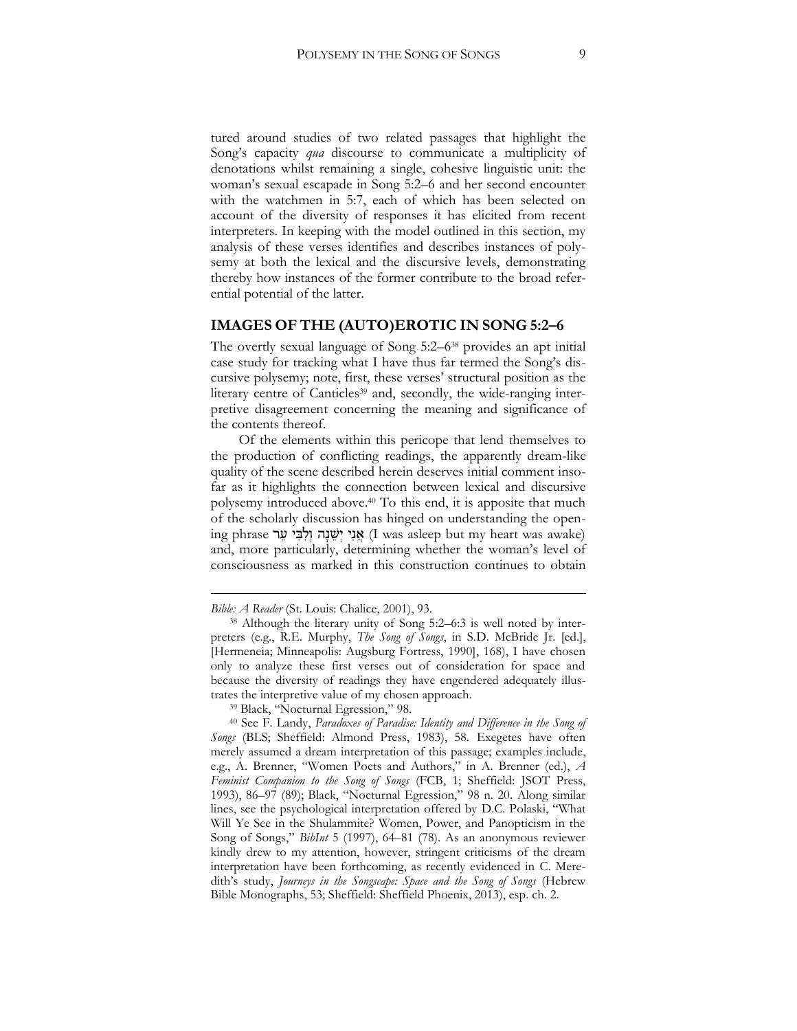tured around studies of two related passages that highlight the Song's capacity *qua* discourse to communicate a multiplicity of denotations whilst remaining a single, cohesive linguistic unit: the woman's sexual escapade in Song 5:2–6 and her second encounter with the watchmen in 5:7, each of which has been selected on account of the diversity of responses it has elicited from recent interpreters. In keeping with the model outlined in this section, my analysis of these verses identifies and describes instances of polysemy at both the lexical and the discursive levels, demonstrating thereby how instances of the former contribute to the broad referential potential of the latter.

## IMAGES OF THE (AUTO)EROTIC IN SONG 5:2–6

The overtly sexual language of Song 5:2–6[38] provides an apt initial case study for tracking what I have thus far termed the Song's discursive polysemy; note, first, these verses' structural position as the literary centre of Canticles[39] and, secondly, the wide-ranging interpretive disagreement concerning the meaning and significance of the contents thereof.

Of the elements within this pericope that lend themselves to the production of conflicting readings, the apparently dream-like quality of the scene described herein deserves initial comment insofar as it highlights the connection between lexical and discursive polysemy introduced above.[40] To this end, it is apposite that much of the scholarly discussion has hinged on understanding the opening phrase אֲנִי יְשֵׁנָה וְלִבִּי עֵר (I was asleep but my heart was awake) and, more particularly, determining whether the woman's level of consciousness as marked in this construction continues to obtain

---

*Bible: A Reader* (St. Louis: Chalice, 2001), 93.

[38] Although the literary unity of Song 5:2–6:3 is well noted by interpreters (e.g., R.E. Murphy, *The Song of Songs*, in S.D. McBride Jr. [ed.], [Hermeneia; Minneapolis: Augsburg Fortress, 1990], 168), I have chosen only to analyze these first verses out of consideration for space and because the diversity of readings they have engendered adequately illustrates the interpretive value of my chosen approach.

[39] Black, "Nocturnal Egression," 98.

[40] See F. Landy, *Paradoxes of Paradise: Identity and Difference in the Song of Songs* (BLS; Sheffield: Almond Press, 1983), 58. Exegetes have often merely assumed a dream interpretation of this passage; examples include, e.g., A. Brenner, "Women Poets and Authors," in A. Brenner (ed.), *A Feminist Companion to the Song of Songs* (FCB, 1; Sheffield: JSOT Press, 1993), 86–97 (89); Black, "Nocturnal Egression," 98 n. 20. Along similar lines, see the psychological interpretation offered by D.C. Polaski, "What Will Ye See in the Shulammite? Women, Power, and Panopticism in the Song of Songs," *BibInt* 5 (1997), 64–81 (78). As an anonymous reviewer kindly drew to my attention, however, stringent criticisms of the dream interpretation have been forthcoming, as recently evidenced in C. Meredith's study, *Journeys in the Songscape: Space and the Song of Songs* (Hebrew Bible Monographs, 53; Sheffield: Sheffield Phoenix, 2013), esp. ch. 2.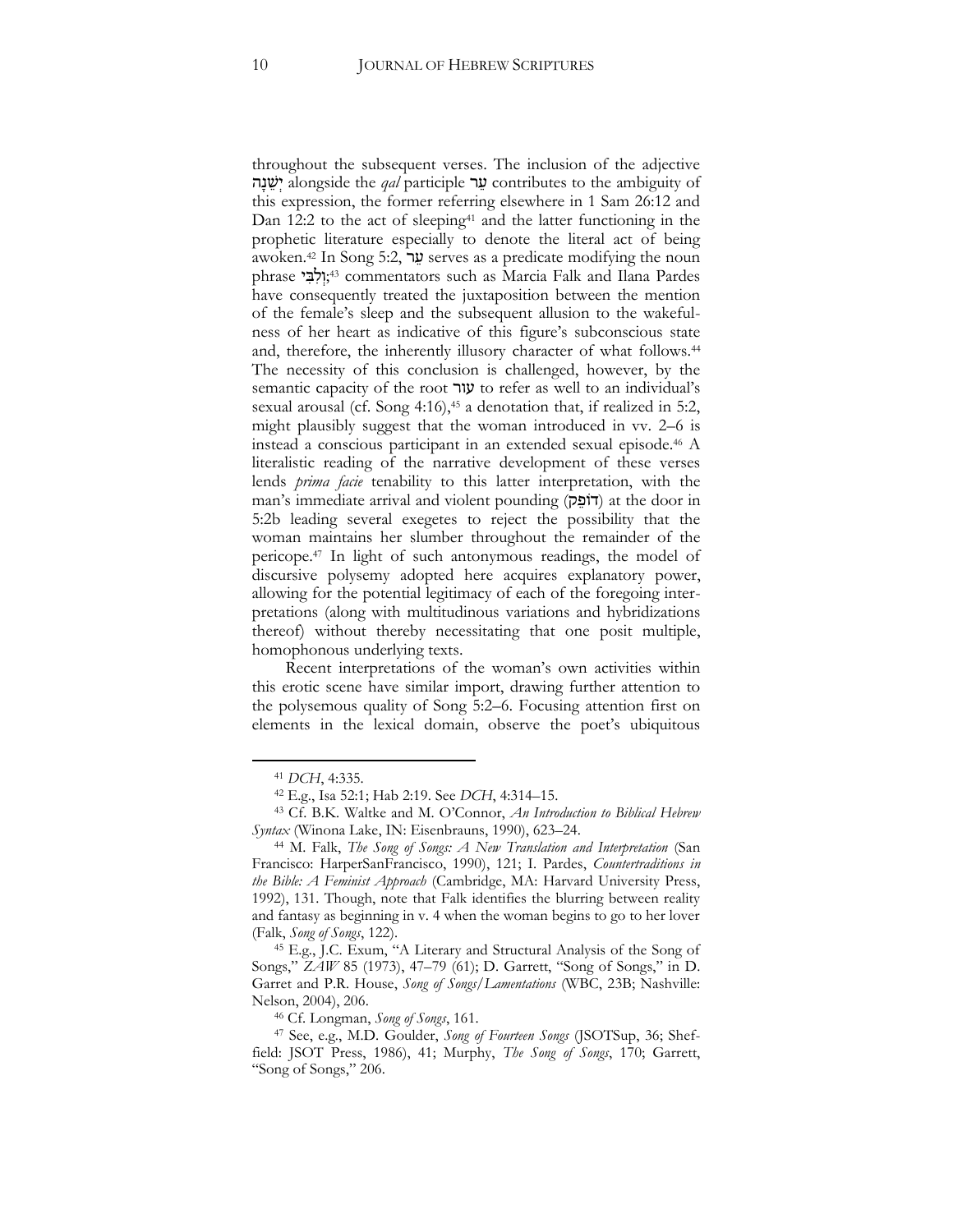throughout the subsequent verses. The inclusion of the adjective יְשֵׁנָה alongside the *qal* participle עֵר contributes to the ambiguity of this expression, the former referring elsewhere in 1 Sam 26:12 and Dan 12:2 to the act of sleeping[41] and the latter functioning in the prophetic literature especially to denote the literal act of being awoken.[42] In Song 5:2, עֵר serves as a predicate modifying the noun phrase וְלִבִּי;[43] commentators such as Marcia Falk and Ilana Pardes have consequently treated the juxtaposition between the mention of the female's sleep and the subsequent allusion to the wakefulness of her heart as indicative of this figure's subconscious state and, therefore, the inherently illusory character of what follows.[44] The necessity of this conclusion is challenged, however, by the semantic capacity of the root עור to refer as well to an individual's sexual arousal (cf. Song 4:16),[45] a denotation that, if realized in 5:2, might plausibly suggest that the woman introduced in vv. 2–6 is instead a conscious participant in an extended sexual episode.[46] A literalistic reading of the narrative development of these verses lends *prima facie* tenability to this latter interpretation, with the man's immediate arrival and violent pounding (דוֹפֵק) at the door in 5:2b leading several exegetes to reject the possibility that the woman maintains her slumber throughout the remainder of the pericope.[47] In light of such antonymous readings, the model of discursive polysemy adopted here acquires explanatory power, allowing for the potential legitimacy of each of the foregoing interpretations (along with multitudinous variations and hybridizations thereof) without thereby necessitating that one posit multiple, homophonous underlying texts.

Recent interpretations of the woman's own activities within this erotic scene have similar import, drawing further attention to the polysemous quality of Song 5:2–6. Focusing attention first on elements in the lexical domain, observe the poet's ubiquitous

---

[41] *DCH*, 4:335.

[42] E.g., Isa 52:1; Hab 2:19. See *DCH*, 4:314–15.

[43] Cf. B.K. Waltke and M. O'Connor, *An Introduction to Biblical Hebrew Syntax* (Winona Lake, IN: Eisenbrauns, 1990), 623–24.

[44] M. Falk, *The Song of Songs: A New Translation and Interpretation* (San Francisco: HarperSanFrancisco, 1990), 121; I. Pardes, *Countertraditions in the Bible: A Feminist Approach* (Cambridge, MA: Harvard University Press, 1992), 131. Though, note that Falk identifies the blurring between reality and fantasy as beginning in v. 4 when the woman begins to go to her lover (Falk, *Song of Songs*, 122).

[45] E.g., J.C. Exum, "A Literary and Structural Analysis of the Song of Songs," *ZAW* 85 (1973), 47–79 (61); D. Garrett, "Song of Songs," in D. Garret and P.R. House, *Song of Songs/Lamentations* (WBC, 23B; Nashville: Nelson, 2004), 206.

[46] Cf. Longman, *Song of Songs*, 161.

[47] See, e.g., M.D. Goulder, *Song of Fourteen Songs* (JSOTSup, 36; Sheffield: JSOT Press, 1986), 41; Murphy, *The Song of Songs*, 170; Garrett, "Song of Songs," 206.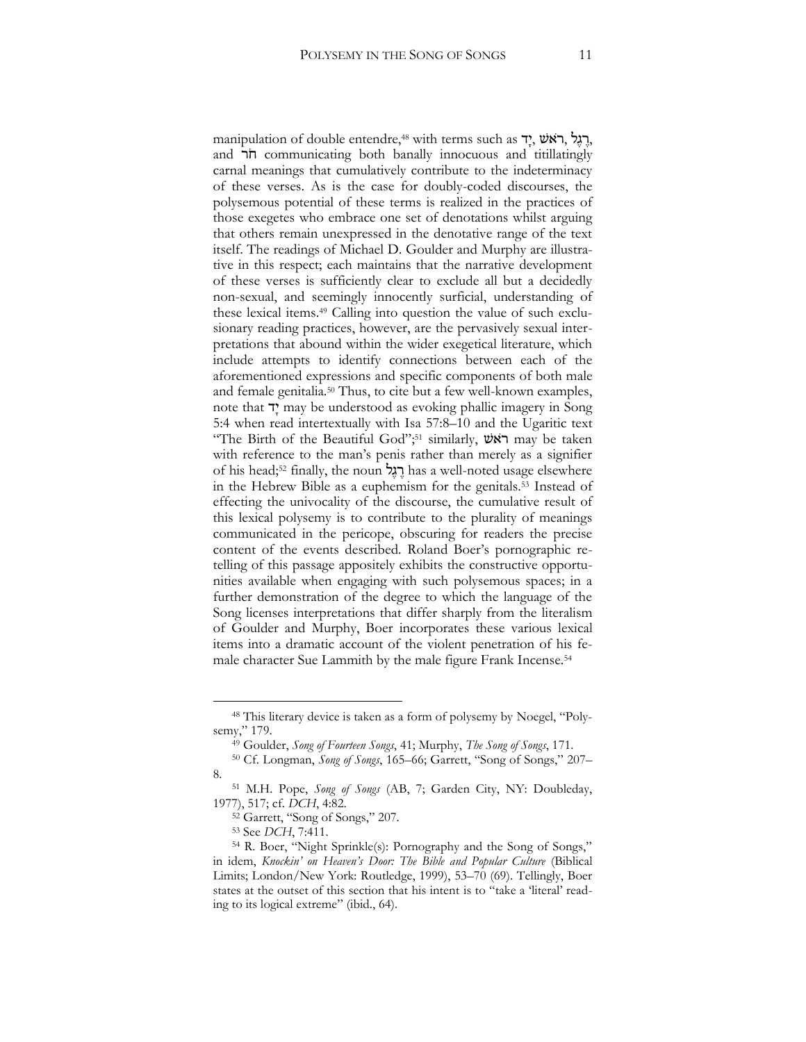manipulation of double entendre,[48] with terms such as יָד, רֹאשׁ, רֶגֶל, and חֹר communicating both banally innocuous and titillatingly carnal meanings that cumulatively contribute to the indeterminacy of these verses. As is the case for doubly-coded discourses, the polysemous potential of these terms is realized in the practices of those exegetes who embrace one set of denotations whilst arguing that others remain unexpressed in the denotative range of the text itself. The readings of Michael D. Goulder and Murphy are illustrative in this respect; each maintains that the narrative development of these verses is sufficiently clear to exclude all but a decidedly non-sexual, and seemingly innocently surficial, understanding of these lexical items.[49] Calling into question the value of such exclusionary reading practices, however, are the pervasively sexual interpretations that abound within the wider exegetical literature, which include attempts to identify connections between each of the aforementioned expressions and specific components of both male and female genitalia.[50] Thus, to cite but a few well-known examples, note that יָד may be understood as evoking phallic imagery in Song 5:4 when read intertextually with Isa 57:8–10 and the Ugaritic text "The Birth of the Beautiful God";[51] similarly, רֹאשׁ may be taken with reference to the man's penis rather than merely as a signifier of his head;[52] finally, the noun רֶגֶל has a well-noted usage elsewhere in the Hebrew Bible as a euphemism for the genitals.[53] Instead of effecting the univocality of the discourse, the cumulative result of this lexical polysemy is to contribute to the plurality of meanings communicated in the pericope, obscuring for readers the precise content of the events described. Roland Boer's pornographic retelling of this passage appositely exhibits the constructive opportunities available when engaging with such polysemous spaces; in a further demonstration of the degree to which the language of the Song licenses interpretations that differ sharply from the literalism of Goulder and Murphy, Boer incorporates these various lexical items into a dramatic account of the violent penetration of his female character Sue Lammith by the male figure Frank Incense.[54]

---

[48] This literary device is taken as a form of polysemy by Noegel, "Polysemy," 179.

[49] Goulder, *Song of Fourteen Songs*, 41; Murphy, *The Song of Songs*, 171.

[50] Cf. Longman, *Song of Songs*, 165–66; Garrett, "Song of Songs," 207–8.

[51] M.H. Pope, *Song of Songs* (AB, 7; Garden City, NY: Doubleday, 1977), 517; cf. *DCH*, 4:82.

[52] Garrett, "Song of Songs," 207.

[53] See *DCH*, 7:411.

[54] R. Boer, "Night Sprinkle(s): Pornography and the Song of Songs," in idem, *Knockin' on Heaven's Door: The Bible and Popular Culture* (Biblical Limits; London/New York: Routledge, 1999), 53–70 (69). Tellingly, Boer states at the outset of this section that his intent is to "take a 'literal' reading to its logical extreme" (ibid., 64).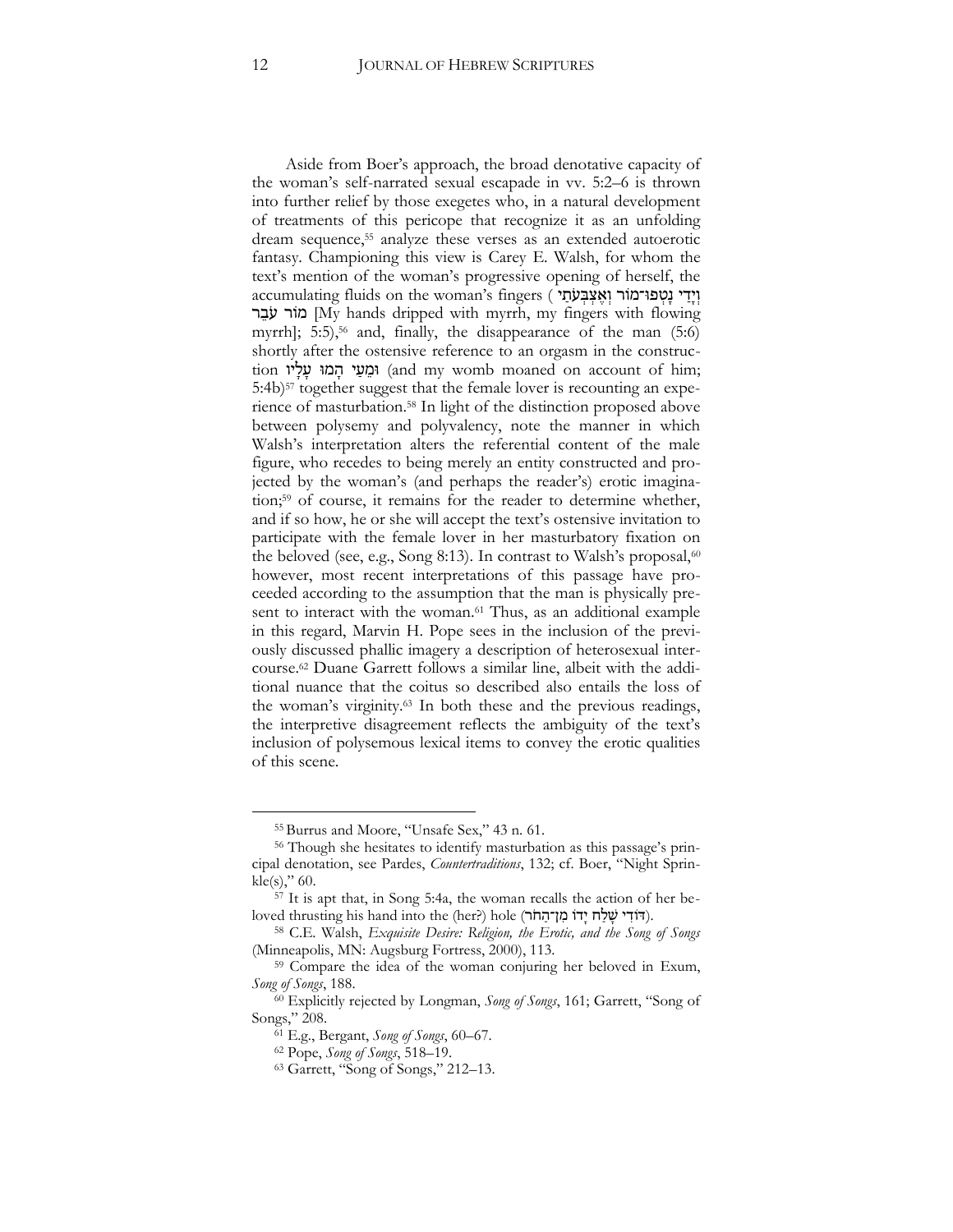Aside from Boer's approach, the broad denotative capacity of the woman's self-narrated sexual escapade in vv. 5:2–6 is thrown into further relief by those exegetes who, in a natural development of treatments of this pericope that recognize it as an unfolding dream sequence,[55] analyze these verses as an extended autoerotic fantasy. Championing this view is Carey E. Walsh, for whom the text's mention of the woman's progressive opening of herself, the accumulating fluids on the woman's fingers (וְיָדַי נָטְפוּ־מוֹר וְאֶצְבְּעֹתַי מוֹר עֹבֵר [My hands dripped with myrrh, my fingers with flowing myrrh]; 5:5),[56] and, finally, the disappearance of the man (5:6) shortly after the ostensive reference to an orgasm in the construction וּמֵעַי הָמוּ עָלָיו (and my womb moaned on account of him; 5:4b)[57] together suggest that the female lover is recounting an experience of masturbation.[58] In light of the distinction proposed above between polysemy and polyvalency, note the manner in which Walsh's interpretation alters the referential content of the male figure, who recedes to being merely an entity constructed and projected by the woman's (and perhaps the reader's) erotic imagination;[59] of course, it remains for the reader to determine whether, and if so how, he or she will accept the text's ostensive invitation to participate with the female lover in her masturbatory fixation on the beloved (see, e.g., Song 8:13). In contrast to Walsh's proposal,[60] however, most recent interpretations of this passage have proceeded according to the assumption that the man is physically present to interact with the woman.[61] Thus, as an additional example in this regard, Marvin H. Pope sees in the inclusion of the previously discussed phallic imagery a description of heterosexual intercourse.[62] Duane Garrett follows a similar line, albeit with the additional nuance that the coitus so described also entails the loss of the woman's virginity.[63] In both these and the previous readings, the interpretive disagreement reflects the ambiguity of the text's inclusion of polysemous lexical items to convey the erotic qualities of this scene.

---

[55] Burrus and Moore, "Unsafe Sex," 43 n. 61.

[56] Though she hesitates to identify masturbation as this passage's principal denotation, see Pardes, *Countertraditions*, 132; cf. Boer, "Night Sprinkle(s)," 60.

[57] It is apt that, in Song 5:4a, the woman recalls the action of her beloved thrusting his hand into the (her?) hole (דּוֹדִי שָׁלַח יָדוֹ מִן־הַחֹר).

[58] C.E. Walsh, *Exquisite Desire: Religion, the Erotic, and the Song of Songs* (Minneapolis, MN: Augsburg Fortress, 2000), 113.

[59] Compare the idea of the woman conjuring her beloved in Exum, *Song of Songs*, 188.

[60] Explicitly rejected by Longman, *Song of Songs*, 161; Garrett, "Song of Songs," 208.

[61] E.g., Bergant, *Song of Songs*, 60–67.

[62] Pope, *Song of Songs*, 518–19.

[63] Garrett, "Song of Songs," 212–13.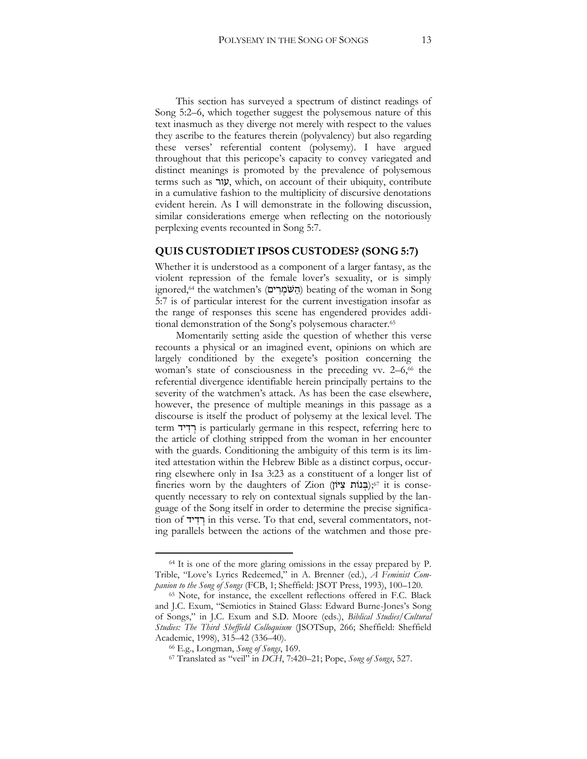This section has surveyed a spectrum of distinct readings of Song 5:2–6, which together suggest the polysemous nature of this text inasmuch as they diverge not merely with respect to the values they ascribe to the features therein (polyvalency) but also regarding these verses' referential content (polysemy). I have argued throughout that this pericope's capacity to convey variegated and distinct meanings is promoted by the prevalence of polysemous terms such as עור, which, on account of their ubiquity, contribute in a cumulative fashion to the multiplicity of discursive denotations evident herein. As I will demonstrate in the following discussion, similar considerations emerge when reflecting on the notoriously perplexing events recounted in Song 5:7.

## QUIS CUSTODIET IPSOS CUSTODES? (SONG 5:7)

Whether it is understood as a component of a larger fantasy, as the violent repression of the female lover's sexuality, or is simply ignored,[64] the watchmen's (הַשֹּׁמְרִים) beating of the woman in Song 5:7 is of particular interest for the current investigation insofar as the range of responses this scene has engendered provides additional demonstration of the Song's polysemous character.[65]

Momentarily setting aside the question of whether this verse recounts a physical or an imagined event, opinions on which are largely conditioned by the exegete's position concerning the woman's state of consciousness in the preceding vv. 2–6,[66] the referential divergence identifiable herein principally pertains to the severity of the watchmen's attack. As has been the case elsewhere, however, the presence of multiple meanings in this passage as a discourse is itself the product of polysemy at the lexical level. The term רְדִיד is particularly germane in this respect, referring here to the article of clothing stripped from the woman in her encounter with the guards. Conditioning the ambiguity of this term is its limited attestation within the Hebrew Bible as a distinct corpus, occurring elsewhere only in Isa 3:23 as a constituent of a longer list of fineries worn by the daughters of Zion (בְּנוֹת צִיּוֹן);[67] it is consequently necessary to rely on contextual signals supplied by the language of the Song itself in order to determine the precise signification of רְדִיד in this verse. To that end, several commentators, noting parallels between the actions of the watchmen and those pre-

---

[64] It is one of the more glaring omissions in the essay prepared by P. Trible, "Love's Lyrics Redeemed," in A. Brenner (ed.), *A Feminist Companion to the Song of Songs* (FCB, 1; Sheffield: JSOT Press, 1993), 100–120.

[65] Note, for instance, the excellent reflections offered in F.C. Black and J.C. Exum, "Semiotics in Stained Glass: Edward Burne-Jones's Song of Songs," in J.C. Exum and S.D. Moore (eds.), *Biblical Studies/Cultural Studies: The Third Sheffield Colloquium* (JSOTSup, 266; Sheffield: Sheffield Academic, 1998), 315–42 (336–40).

[66] E.g., Longman, *Song of Songs*, 169.

[67] Translated as "veil" in *DCH*, 7:420–21; Pope, *Song of Songs*, 527.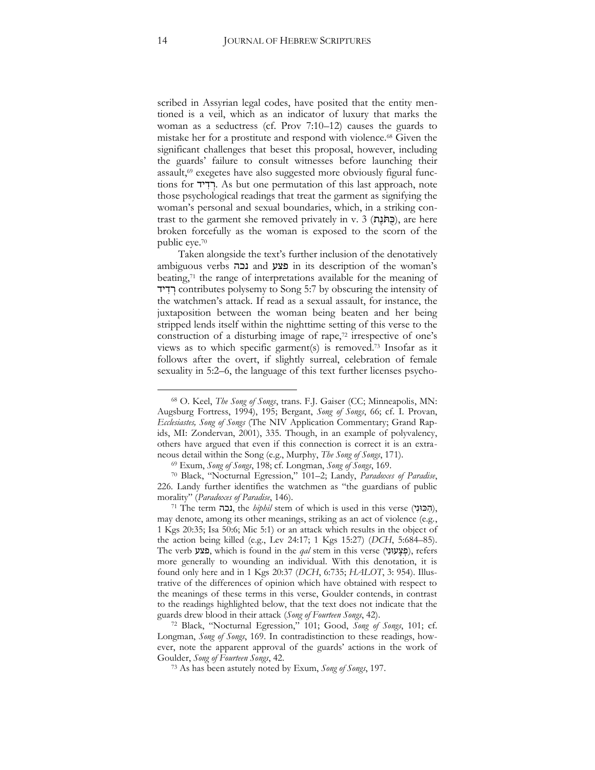scribed in Assyrian legal codes, have posited that the entity mentioned is a veil, which as an indicator of luxury that marks the woman as a seductress (cf. Prov 7:10–12) causes the guards to mistake her for a prostitute and respond with violence.[68] Given the significant challenges that beset this proposal, however, including the guards' failure to consult witnesses before launching their assault,[69] exegetes have also suggested more obviously figural functions for רְדִיד. As but one permutation of this last approach, note those psychological readings that treat the garment as signifying the woman's personal and sexual boundaries, which, in a striking contrast to the garment she removed privately in v. 3 (כֻּתָּנְתִּי), are here broken forcefully as the woman is exposed to the scorn of the public eye.[70]

Taken alongside the text's further inclusion of the denotatively ambiguous verbs נכה and פצע in its description of the woman's beating,[71] the range of interpretations available for the meaning of רְדִיד contributes polysemy to Song 5:7 by obscuring the intensity of the watchmen's attack. If read as a sexual assault, for instance, the juxtaposition between the woman being beaten and her being stripped lends itself within the nighttime setting of this verse to the construction of a disturbing image of rape,[72] irrespective of one's views as to which specific garment(s) is removed.[73] Insofar as it follows after the overt, if slightly surreal, celebration of female sexuality in 5:2–6, the language of this text further licenses psycho-

---

[68] O. Keel, *The Song of Songs*, trans. F.J. Gaiser (CC; Minneapolis, MN: Augsburg Fortress, 1994), 195; Bergant, *Song of Songs*, 66; cf. I. Provan, *Ecclesiastes, Song of Songs* (The NIV Application Commentary; Grand Rapids, MI: Zondervan, 2001), 335. Though, in an example of polyvalency, others have argued that even if this connection is correct it is an extraneous detail within the Song (e.g., Murphy, *The Song of Songs*, 171).

[69] Exum, *Song of Songs*, 198; cf. Longman, *Song of Songs*, 169.

[70] Black, "Nocturnal Egression," 101–2; Landy, *Paradoxes of Paradise*, 226. Landy further identifies the watchmen as "the guardians of public morality" (*Paradoxes of Paradise*, 146).

[71] The term נכה, the *hiphil* stem of which is used in this verse (הִכּוּנִי), may denote, among its other meanings, striking as an act of violence (e.g., 1 Kgs 20:35; Isa 50:6; Mic 5:1) or an attack which results in the object of the action being killed (e.g., Lev 24:17; 1 Kgs 15:27) (*DCH*, 5:684–85). The verb פצע, which is found in the *qal* stem in this verse (פְצָעוּנִי), refers more generally to wounding an individual. With this denotation, it is found only here and in 1 Kgs 20:37 (*DCH*, 6:735; *HALOT*, 3: 954). Illustrative of the differences of opinion which have obtained with respect to the meanings of these terms in this verse, Goulder contends, in contrast to the readings highlighted below, that the text does not indicate that the guards drew blood in their attack (*Song of Fourteen Songs*, 42).

[72] Black, "Nocturnal Egression," 101; Good, *Song of Songs*, 101; cf. Longman, *Song of Songs*, 169. In contradistinction to these readings, however, note the apparent approval of the guards' actions in the work of Goulder, *Song of Fourteen Songs*, 42.

[73] As has been astutely noted by Exum, *Song of Songs*, 197.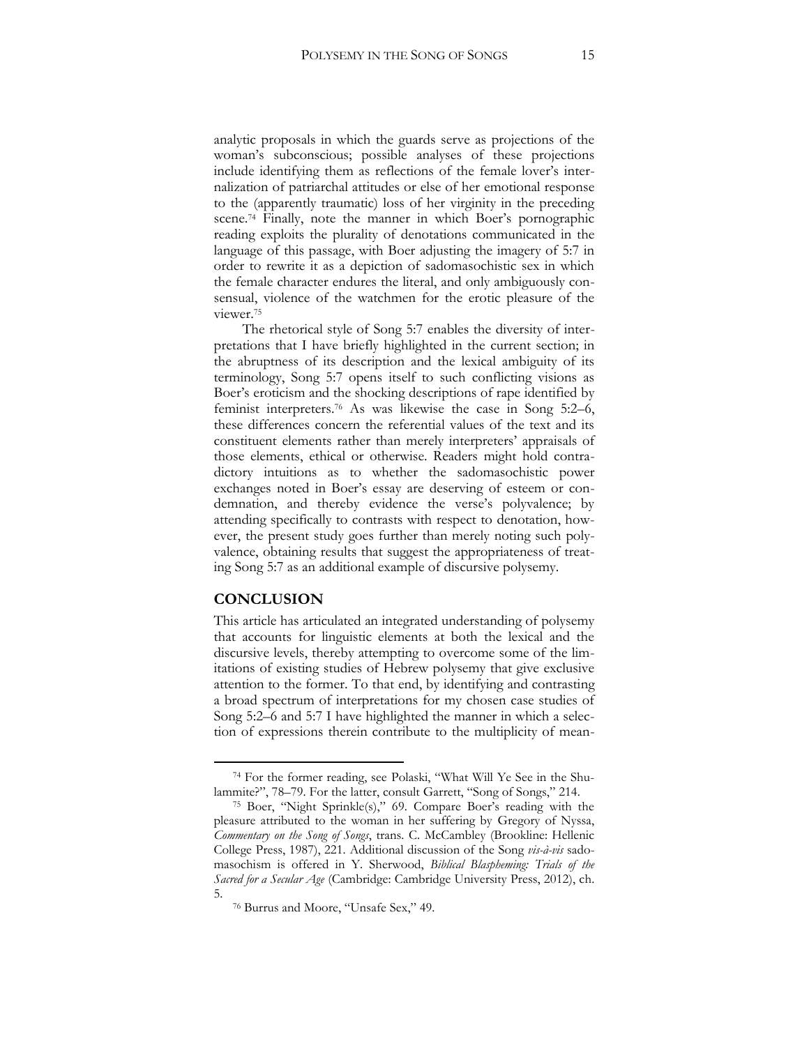analytic proposals in which the guards serve as projections of the woman's subconscious; possible analyses of these projections include identifying them as reflections of the female lover's internalization of patriarchal attitudes or else of her emotional response to the (apparently traumatic) loss of her virginity in the preceding scene.[74] Finally, note the manner in which Boer's pornographic reading exploits the plurality of denotations communicated in the language of this passage, with Boer adjusting the imagery of 5:7 in order to rewrite it as a depiction of sadomasochistic sex in which the female character endures the literal, and only ambiguously consensual, violence of the watchmen for the erotic pleasure of the viewer.[75]

The rhetorical style of Song 5:7 enables the diversity of interpretations that I have briefly highlighted in the current section; in the abruptness of its description and the lexical ambiguity of its terminology, Song 5:7 opens itself to such conflicting visions as Boer's eroticism and the shocking descriptions of rape identified by feminist interpreters.[76] As was likewise the case in Song 5:2–6, these differences concern the referential values of the text and its constituent elements rather than merely interpreters' appraisals of those elements, ethical or otherwise. Readers might hold contradictory intuitions as to whether the sadomasochistic power exchanges noted in Boer's essay are deserving of esteem or condemnation, and thereby evidence the verse's polyvalence; by attending specifically to contrasts with respect to denotation, however, the present study goes further than merely noting such polyvalence, obtaining results that suggest the appropriateness of treating Song 5:7 as an additional example of discursive polysemy.

## CONCLUSION

This article has articulated an integrated understanding of polysemy that accounts for linguistic elements at both the lexical and the discursive levels, thereby attempting to overcome some of the limitations of existing studies of Hebrew polysemy that give exclusive attention to the former. To that end, by identifying and contrasting a broad spectrum of interpretations for my chosen case studies of Song 5:2–6 and 5:7 I have highlighted the manner in which a selection of expressions therein contribute to the multiplicity of mean-

---

[74] For the former reading, see Polaski, "What Will Ye See in the Shulammite?", 78–79. For the latter, consult Garrett, "Song of Songs," 214.

[75] Boer, "Night Sprinkle(s)," 69. Compare Boer's reading with the pleasure attributed to the woman in her suffering by Gregory of Nyssa, *Commentary on the Song of Songs*, trans. C. McCambley (Brookline: Hellenic College Press, 1987), 221. Additional discussion of the Song *vis-à-vis* sadomasochism is offered in Y. Sherwood, *Biblical Blaspheming: Trials of the Sacred for a Secular Age* (Cambridge: Cambridge University Press, 2012), ch. 5.

[76] Burrus and Moore, "Unsafe Sex," 49.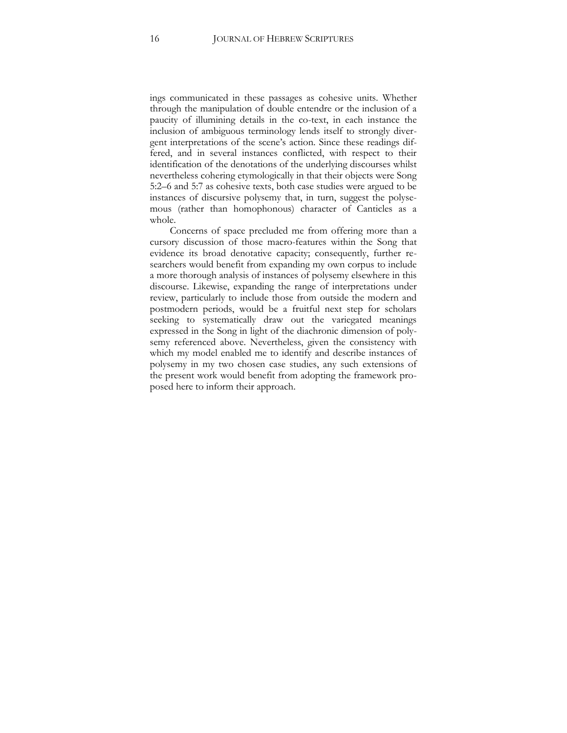ings communicated in these passages as cohesive units. Whether through the manipulation of double entendre or the inclusion of a paucity of illumining details in the co-text, in each instance the inclusion of ambiguous terminology lends itself to strongly divergent interpretations of the scene's action. Since these readings differed, and in several instances conflicted, with respect to their identification of the denotations of the underlying discourses whilst nevertheless cohering etymologically in that their objects were Song 5:2–6 and 5:7 as cohesive texts, both case studies were argued to be instances of discursive polysemy that, in turn, suggest the polysemous (rather than homophonous) character of Canticles as a whole.

Concerns of space precluded me from offering more than a cursory discussion of those macro-features within the Song that evidence its broad denotative capacity; consequently, further researchers would benefit from expanding my own corpus to include a more thorough analysis of instances of polysemy elsewhere in this discourse. Likewise, expanding the range of interpretations under review, particularly to include those from outside the modern and postmodern periods, would be a fruitful next step for scholars seeking to systematically draw out the variegated meanings expressed in the Song in light of the diachronic dimension of polysemy referenced above. Nevertheless, given the consistency with which my model enabled me to identify and describe instances of polysemy in my two chosen case studies, any such extensions of the present work would benefit from adopting the framework proposed here to inform their approach.